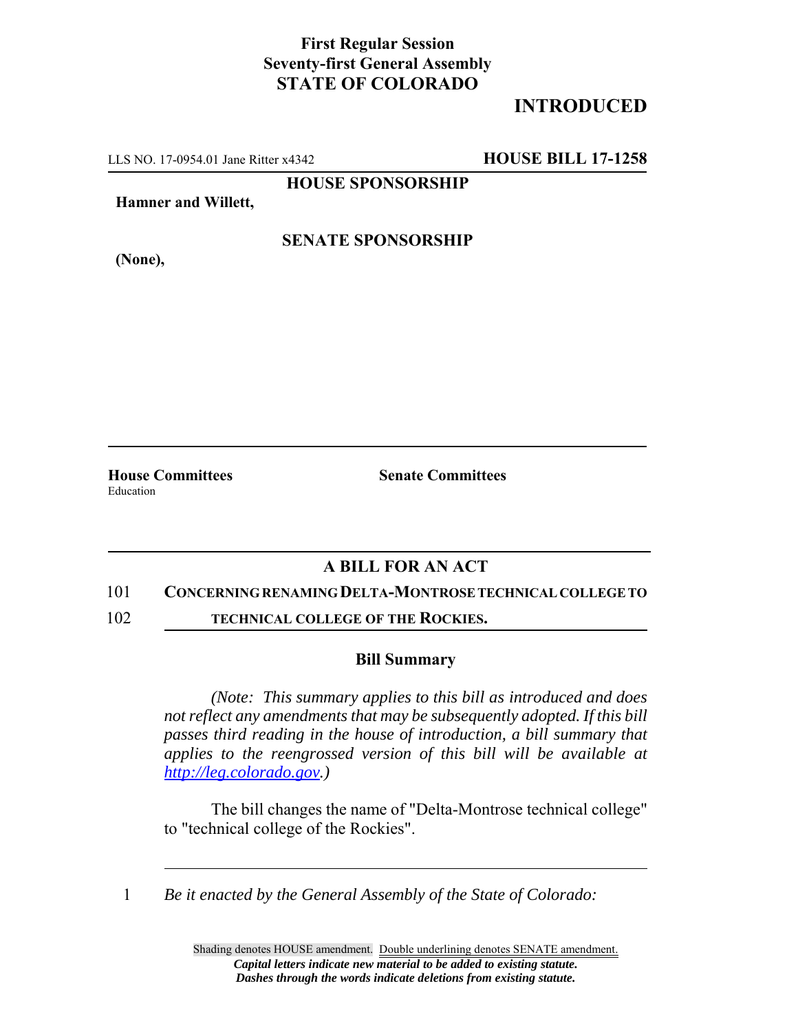**First Regular Session**
**Seventy-first General Assembly**
**STATE OF COLORADO**

# INTRODUCED

LLS NO. 17-0954.01 Jane Ritter x4342 **HOUSE BILL 17-1258**

**HOUSE SPONSORSHIP**

**Hamner and Willett,**

**SENATE SPONSORSHIP**

**(None),**

**House Committees**
Education

**Senate Committees**

## A BILL FOR AN ACT

101 **CONCERNING RENAMING DELTA-MONTROSE TECHNICAL COLLEGE TO**
102 **TECHNICAL COLLEGE OF THE ROCKIES.**

### Bill Summary

*(Note: This summary applies to this bill as introduced and does not reflect any amendments that may be subsequently adopted. If this bill passes third reading in the house of introduction, a bill summary that applies to the reengrossed version of this bill will be available at http://leg.colorado.gov.)*

The bill changes the name of "Delta-Montrose technical college" to "technical college of the Rockies".

1 *Be it enacted by the General Assembly of the State of Colorado:*

Shading denotes HOUSE amendment. Double underlining denotes SENATE amendment.
***Capital letters indicate new material to be added to existing statute.***
***Dashes through the words indicate deletions from existing statute.***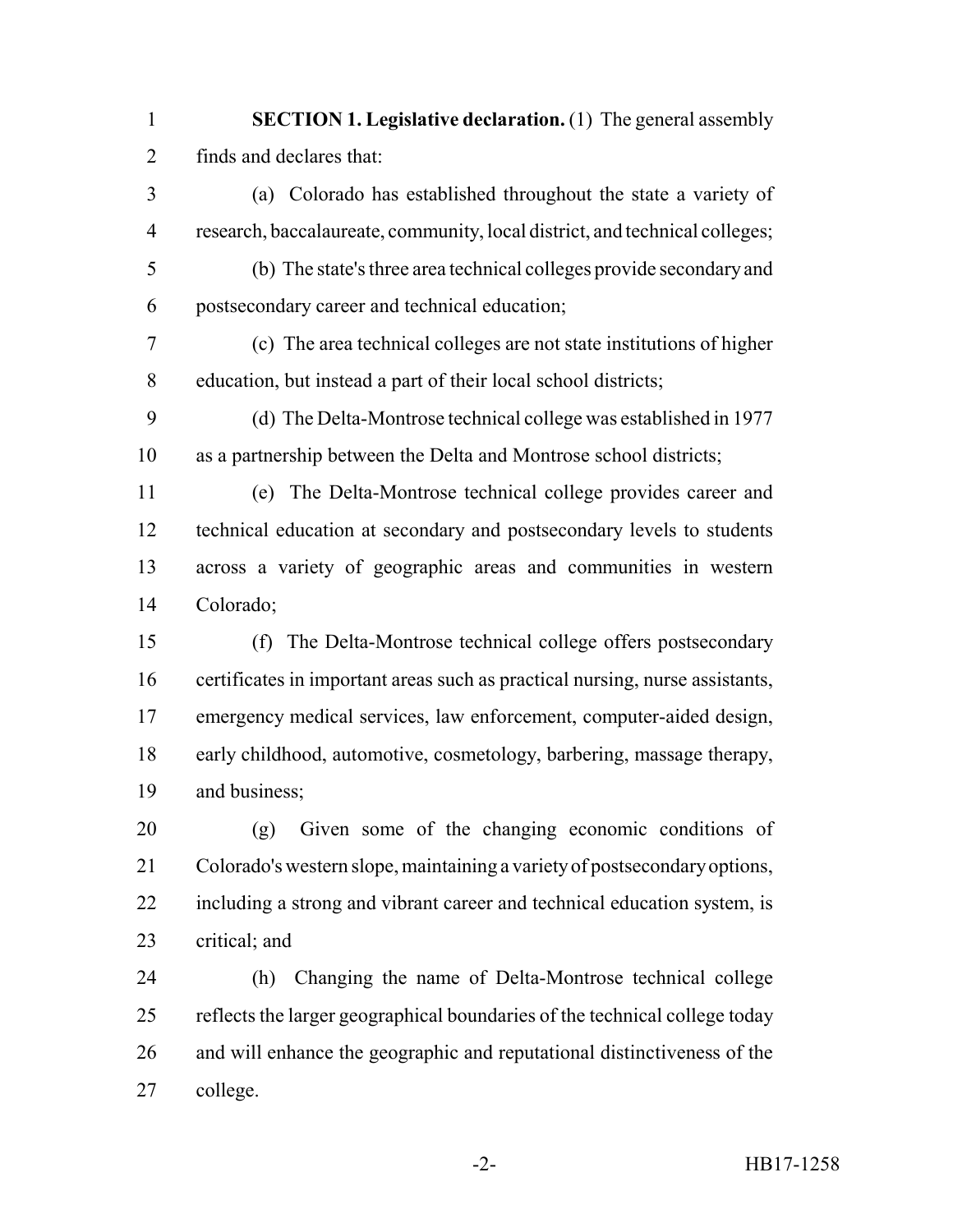**SECTION 1. Legislative declaration.** (1) The general assembly finds and declares that:

(a) Colorado has established throughout the state a variety of research, baccalaureate, community, local district, and technical colleges;

(b) The state's three area technical colleges provide secondary and postsecondary career and technical education;

(c) The area technical colleges are not state institutions of higher education, but instead a part of their local school districts;

(d) The Delta-Montrose technical college was established in 1977 as a partnership between the Delta and Montrose school districts;

(e) The Delta-Montrose technical college provides career and technical education at secondary and postsecondary levels to students across a variety of geographic areas and communities in western Colorado;

(f) The Delta-Montrose technical college offers postsecondary certificates in important areas such as practical nursing, nurse assistants, emergency medical services, law enforcement, computer-aided design, early childhood, automotive, cosmetology, barbering, massage therapy, and business;

(g) Given some of the changing economic conditions of Colorado's western slope, maintaining a variety of postsecondary options, including a strong and vibrant career and technical education system, is critical; and

(h) Changing the name of Delta-Montrose technical college reflects the larger geographical boundaries of the technical college today and will enhance the geographic and reputational distinctiveness of the college.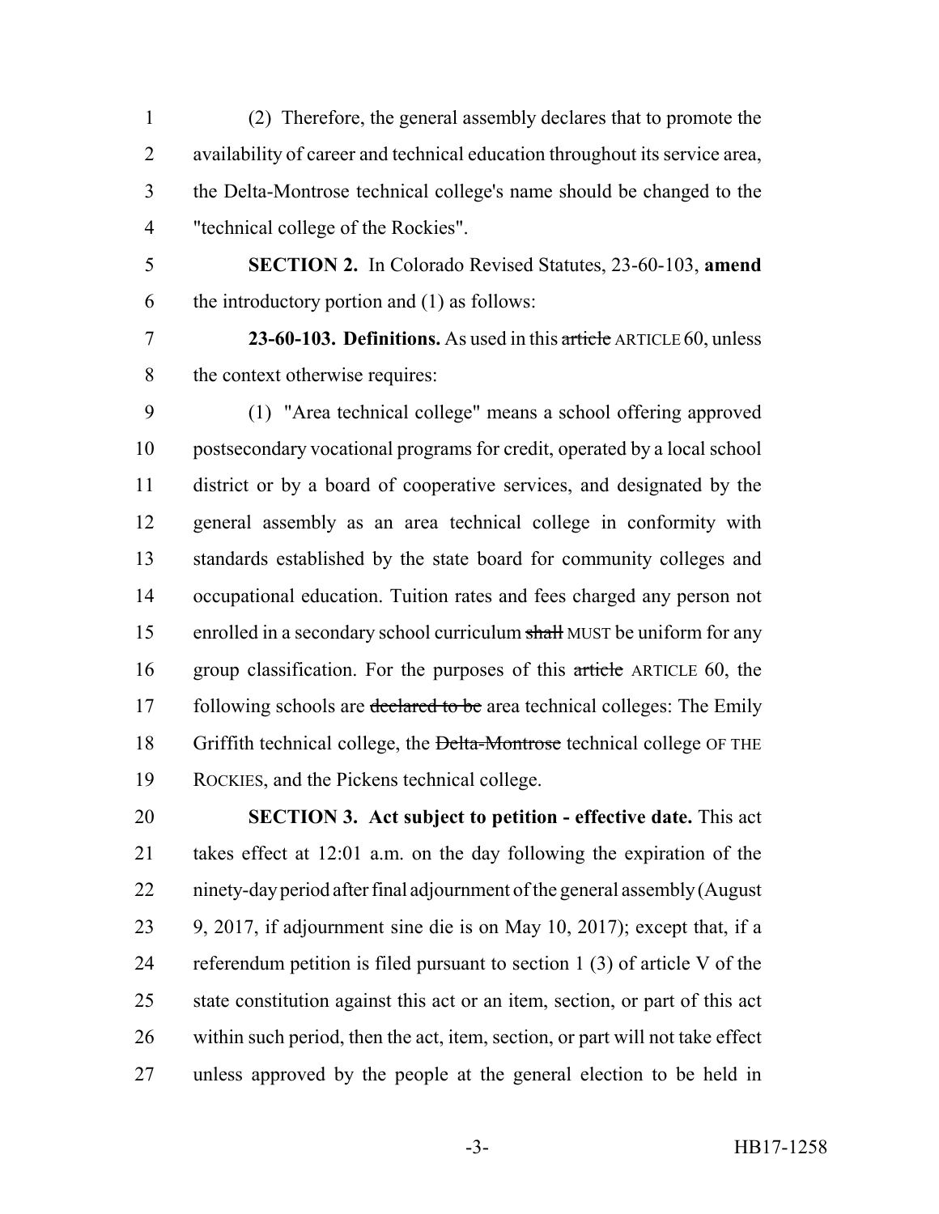(2) Therefore, the general assembly declares that to promote the availability of career and technical education throughout its service area, the Delta-Montrose technical college's name should be changed to the "technical college of the Rockies".

**SECTION 2.** In Colorado Revised Statutes, 23-60-103, **amend** the introductory portion and (1) as follows:

**23-60-103. Definitions.** As used in this ~~article~~ ARTICLE 60, unless the context otherwise requires:

(1) "Area technical college" means a school offering approved postsecondary vocational programs for credit, operated by a local school district or by a board of cooperative services, and designated by the general assembly as an area technical college in conformity with standards established by the state board for community colleges and occupational education. Tuition rates and fees charged any person not enrolled in a secondary school curriculum ~~shall~~ MUST be uniform for any group classification. For the purposes of this ~~article~~ ARTICLE 60, the following schools are ~~declared to be~~ area technical colleges: The Emily Griffith technical college, the ~~Delta-Montrose~~ technical college OF THE ROCKIES, and the Pickens technical college.

**SECTION 3. Act subject to petition - effective date.** This act takes effect at 12:01 a.m. on the day following the expiration of the ninety-day period after final adjournment of the general assembly (August 9, 2017, if adjournment sine die is on May 10, 2017); except that, if a referendum petition is filed pursuant to section 1 (3) of article V of the state constitution against this act or an item, section, or part of this act within such period, then the act, item, section, or part will not take effect unless approved by the people at the general election to be held in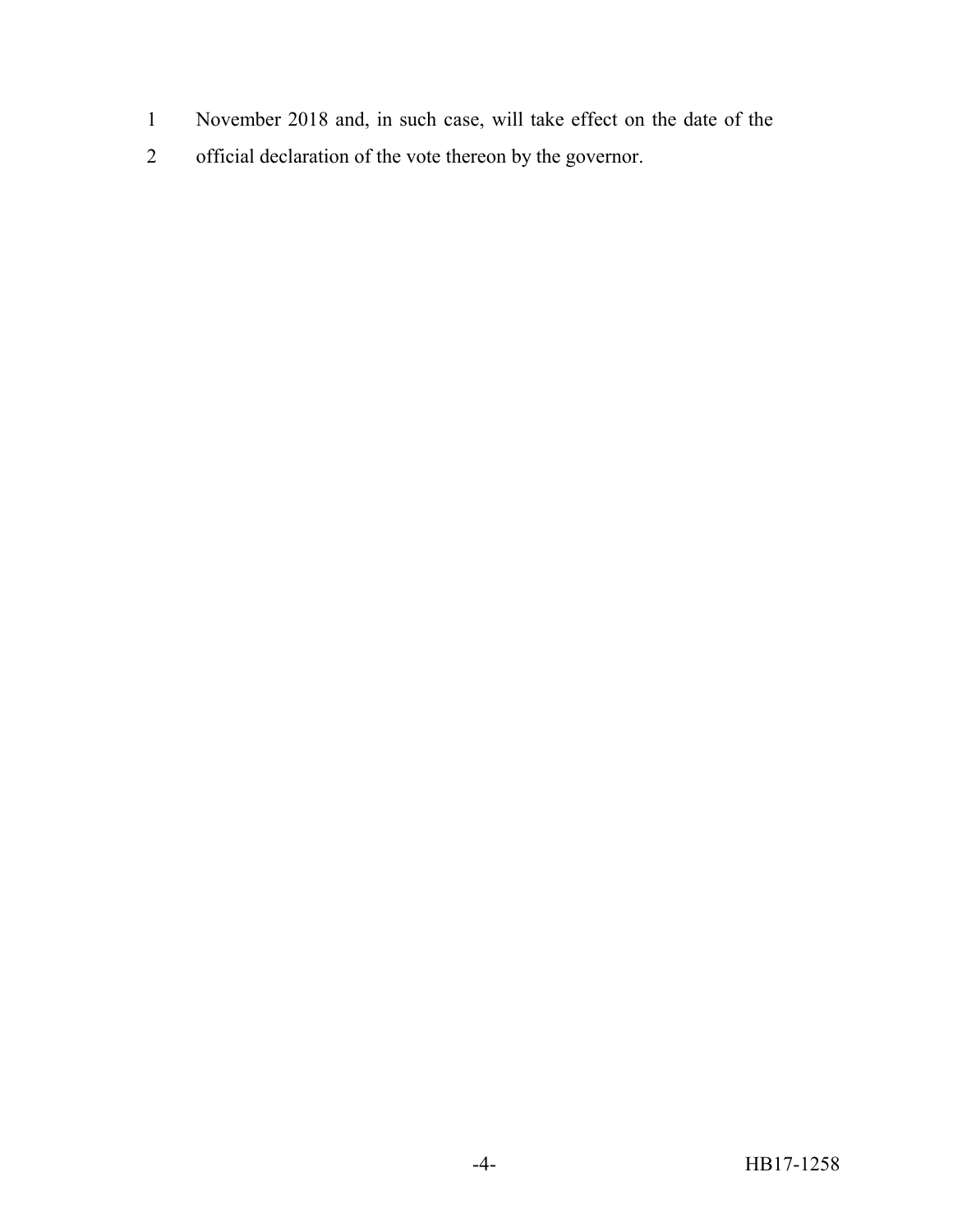November 2018 and, in such case, will take effect on the date of the official declaration of the vote thereon by the governor.